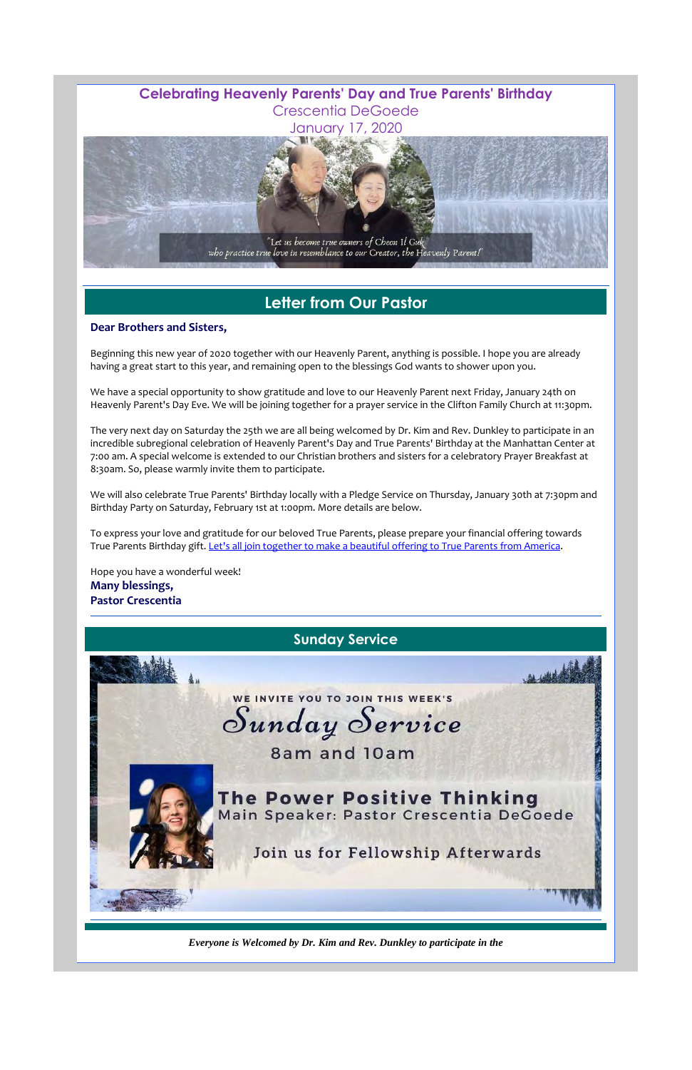# Celebrating Heavenly Parents' Day and True Parents' Birthday

Crescentia DeGoede

January 17, 2020

"Let us become true owners of Cheon Il Guk who practice true love in resemblance to our Creator, the Heavenly Parent!"

## Letter from Our Pastor

**Dear Brothers and Sisters,**

Beginning this new year of 2020 together with our Heavenly Parent, anything is possible. I hope you are already having a great start to this year, and remaining open to the blessings God wants to shower upon you.

We have a special opportunity to show gratitude and love to our Heavenly Parent next Friday, January 24th on Heavenly Parent's Day Eve. We will be joining together for a prayer service in the Clifton Family Church at 11:30pm.

The very next day on Saturday the 25th we are all being welcomed by Dr. Kim and Rev. Dunkley to participate in an incredible subregional celebration of Heavenly Parent's Day and True Parents' Birthday at the Manhattan Center at 7:00 am. A special welcome is extended to our Christian brothers and sisters for a celebratory Prayer Breakfast at 8:30am. So, please warmly invite them to participate.

We will also celebrate True Parents' Birthday locally with a Pledge Service on Thursday, January 30th at 7:30pm and Birthday Party on Saturday, February 1st at 1:00pm. More details are below.

To express your love and gratitude for our beloved True Parents, please prepare your financial offering towards True Parents Birthday gift. Let's all join together to make a beautiful offering to True Parents from America.

Hope you have a wonderful week!

**Many blessings,**
**Pastor Crescentia**

## Sunday Service

WE INVITE YOU TO JOIN THIS WEEK'S

Sunday Service

8am and 10am

**The Power Positive Thinking**

Main Speaker: Pastor Crescentia DeGoede

Join us for Fellowship Afterwards

***Everyone is Welcomed by Dr. Kim and Rev. Dunkley to participate in the***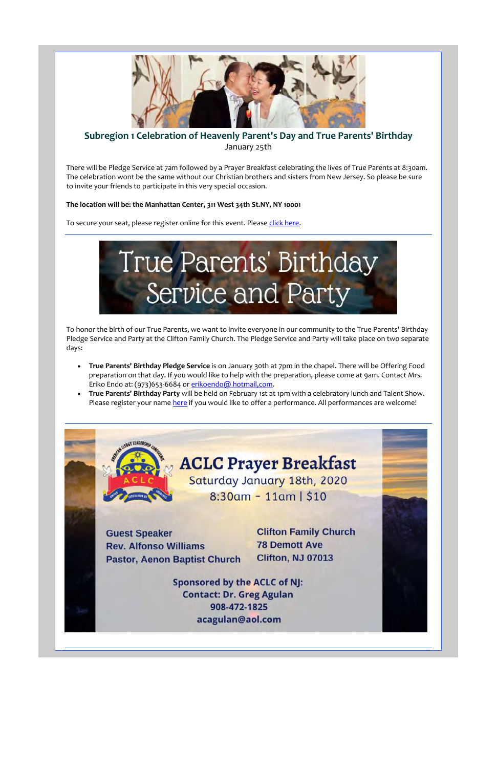## Subregion 1 Celebration of Heavenly Parent's Day and True Parents' Birthday

January 25th

There will be Pledge Service at 7am followed by a Prayer Breakfast celebrating the lives of True Parents at 8:30am. The celebration wont be the same without our Christian brothers and sisters from New Jersey. So please be sure to invite your friends to participate in this very special occasion.

**The location will be: the Manhattan Center, 311 West 34th St.NY, NY 10001**

To secure your seat, please register online for this event. Please click here.

## True Parents' Birthday Service and Party

To honor the birth of our True Parents, we want to invite everyone in our community to the True Parents' Birthday Pledge Service and Party at the Clifton Family Church. The Pledge Service and Party will take place on two separate days:

- **True Parents' Birthday Pledge Service** is on January 30th at 7pm in the chapel. There will be Offering Food preparation on that day. If you would like to help with the preparation, please come at 9am. Contact Mrs. Eriko Endo at: (973)653-6684 or erikoendo@ hotmail,com.
- **True Parents' Birthday Party** will be held on February 1st at 1pm with a celebratory lunch and Talent Show. Please register your name here if you would like to offer a performance. All performances are welcome!

## ACLC Prayer Breakfast

Saturday January 18th, 2020

8:30am - 11am | $10

**Guest Speaker**
**Rev. Alfonso Williams**
**Pastor, Aenon Baptist Church**

**Clifton Family Church**
**78 Demott Ave**
**Clifton, NJ 07013**

**Sponsored by the ACLC of NJ:**
**Contact: Dr. Greg Agulan**
**908-472-1825**
**acagulan@aol.com**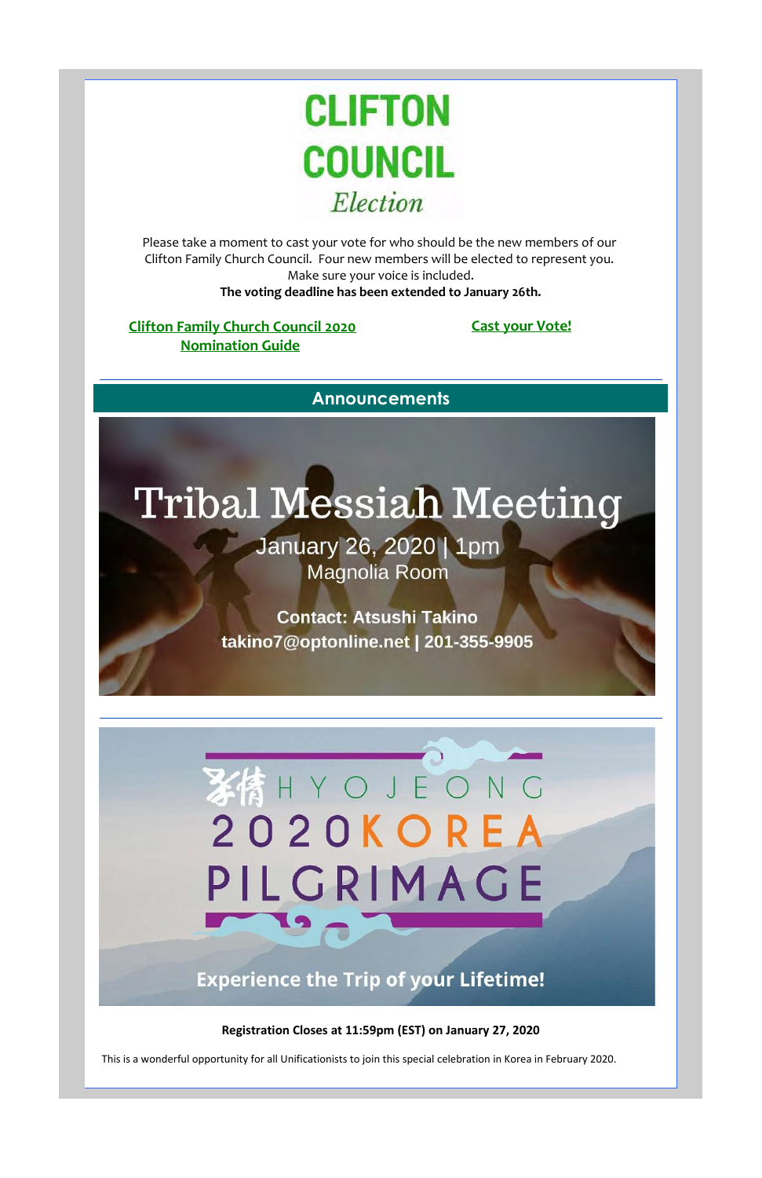# CLIFTON COUNCIL

*Election*

Please take a moment to cast your vote for who should be the new members of our Clifton Family Church Council. Four new members will be elected to represent you. Make sure your voice is included.

**The voting deadline has been extended to January 26th.**

**Clifton Family Church Council 2020 Nomination Guide**

**Cast your Vote!**

## Announcements

# Tribal Messiah Meeting

January 26, 2020 | 1pm

Magnolia Room

**Contact: Atsushi Takino**

**takino7@optonline.net | 201-355-9905**

# 孝情 HYOJEONG 2020 KOREA PILGRIMAGE

**Experience the Trip of your Lifetime!**

**Registration Closes at 11:59pm (EST) on January 27, 2020**

This is a wonderful opportunity for all Unificationists to join this special celebration in Korea in February 2020.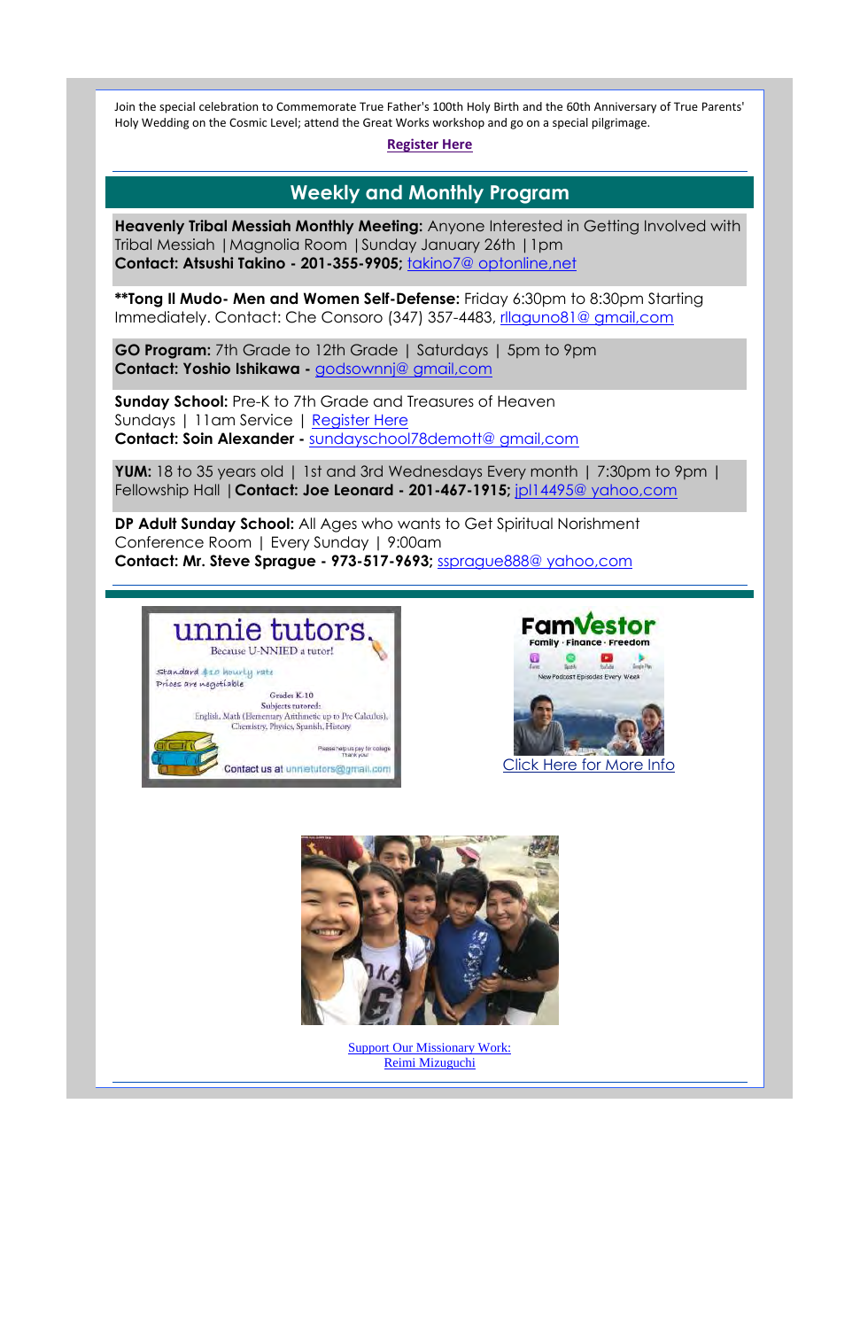Join the special celebration to Commemorate True Father's 100th Holy Birth and the 60th Anniversary of True Parents' Holy Wedding on the Cosmic Level; attend the Great Works workshop and go on a special pilgrimage.

**Register Here**

---

## Weekly and Monthly Program

**Heavenly Tribal Messiah Monthly Meeting:** Anyone Interested in Getting Involved with Tribal Messiah | Magnolia Room | Sunday January 26th | 1pm
**Contact: Atsushi Takino - 201-355-9905;** takino7@ optonline,net

****Tong Il Mudo- Men and Women Self-Defense:** Friday 6:30pm to 8:30pm Starting Immediately. Contact: Che Consoro (347) 357-4483, rllaguno81@ gmail,com

**GO Program:** 7th Grade to 12th Grade | Saturdays | 5pm to 9pm
**Contact: Yoshio Ishikawa -** godsownnj@ gmail,com

**Sunday School:** Pre-K to 7th Grade and Treasures of Heaven
Sundays | 11am Service | Register Here
**Contact: Soin Alexander -** sundayschool78demott@ gmail,com

**YUM:** 18 to 35 years old | 1st and 3rd Wednesdays Every month | 7:30pm to 9pm | Fellowship Hall | **Contact: Joe Leonard - 201-467-1915;** jpl14495@ yahoo,com

**DP Adult Sunday School:** All Ages who wants to Get Spiritual Norishment
Conference Room | Every Sunday | 9:00am
**Contact: Mr. Steve Sprague - 973-517-9693;** ssprague888@ yahoo,com

---

unnie tutors. Because U-NNIED a tutor!

Standard $20 hourly rate
Prices are negotiable

Grades K-10
Subjects tutored:
English, Math (Elementary Arithmetic up to Pre Calculus), Chemistry, Physics, Spanish, History

Please help us pay for college
Thank you!

Contact us at unnietutors@gmail.com

FamVestor
Family · Finance · Freedom
New Podcast Episodes Every Week

Click Here for More Info

Support Our Missionary Work:
Reimi Mizuguchi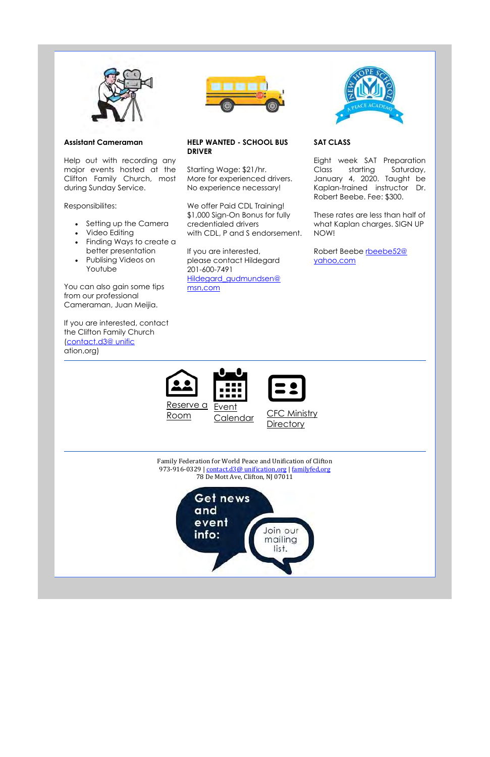**Assistant Cameraman**

Help out with recording any major events hosted at the Clifton Family Church, most during Sunday Service.

Responsibilites:

- Setting up the Camera
- Video Editing
- Finding Ways to create a better presentation
- Publising Videos on Youtube

You can also gain some tips from our professional Cameraman, Juan Meijia.

If you are interested, contact the Clifton Family Church (contact.d3@ unification,org)

**HELP WANTED - SCHOOL BUS DRIVER**

Starting Wage: $21/hr.
More for experienced drivers.
No experience necessary!

We offer Paid CDL Training!
$1,000 Sign-On Bonus for fully credentialed drivers
with CDL, P and S endorsement.

If you are interested,
please contact Hildegard
201-600-7491
Hildegard_gudmundsen@ msn,com

**SAT CLASS**

Eight week SAT Preparation Class starting Saturday, January 4, 2020. Taught be Kaplan-trained instructor Dr. Robert Beebe. Fee: $300.

These rates are less than half of what Kaplan charges. SIGN UP NOW!

Robert Beebe rbeebe52@ yahoo,com

---

Reserve a Room | Event Calendar | CFC Ministry Directory

---

Family Federation for World Peace and Unification of Clifton
973-916-0329 | contact.d3@ unification,org | familyfed,org
78 De Mott Ave, Clifton, NJ 07011

Get news and event info: Join our mailing list.